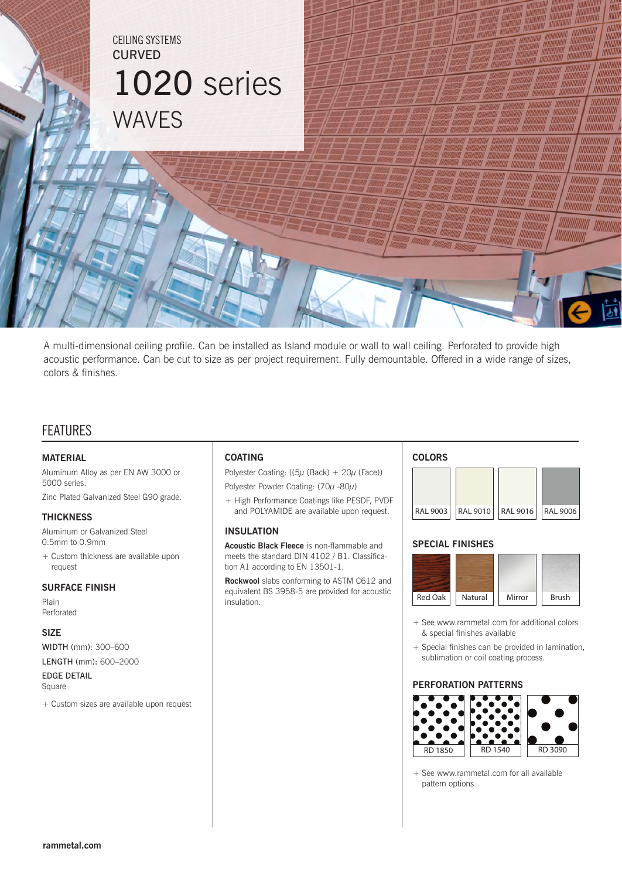CEILING SYSTEMS
CURVED

# 1020 series
WAVES

A multi-dimensional ceiling profile. Can be installed as Island module or wall to wall ceiling. Perforated to provide high acoustic performance. Can be cut to size as per project requirement. Fully demountable. Offered in a wide range of sizes, colors & finishes.

## FEATURES

### MATERIAL

Aluminum Alloy as per EN AW 3000 or 5000 series.

Zinc Plated Galvanized Steel G90 grade.

### THICKNESS

Aluminum or Galvanized Steel
0.5mm to 0.9mm

+ Custom thickness are available upon request

### SURFACE FINISH

Plain
Perforated

### SIZE

WIDTH (mm): 300–600

LENGTH (mm): 600–2000

EDGE DETAIL
Square

+ Custom sizes are available upon request

### COATING

Polyester Coating: ((5µ (Back) + 20µ (Face))

Polyester Powder Coating: (70µ -80µ)

+ High Performance Coatings like PESDF, PVDF and POLYAMIDE are available upon request.

### INSULATION

**Acoustic Black Fleece** is non-flammable and meets the standard DIN 4102 / B1. Classification A1 according to EN 13501-1.

**Rockwool** slabs conforming to ASTM C612 and equivalent BS 3958-5 are provided for acoustic insulation.

### COLORS

RAL 9003 | RAL 9010 | RAL 9016 | RAL 9006

### SPECIAL FINISHES

Red Oak | Natural | Mirror | Brush

+ See www.rammetal.com for additional colors & special finishes available

+ Special finishes can be provided in lamination, sublimation or coil coating process.

### PERFORATION PATTERNS

RD 1850 | RD 1540 | RD 3090

+ See www.rammetal.com for all available pattern options

rammetal.com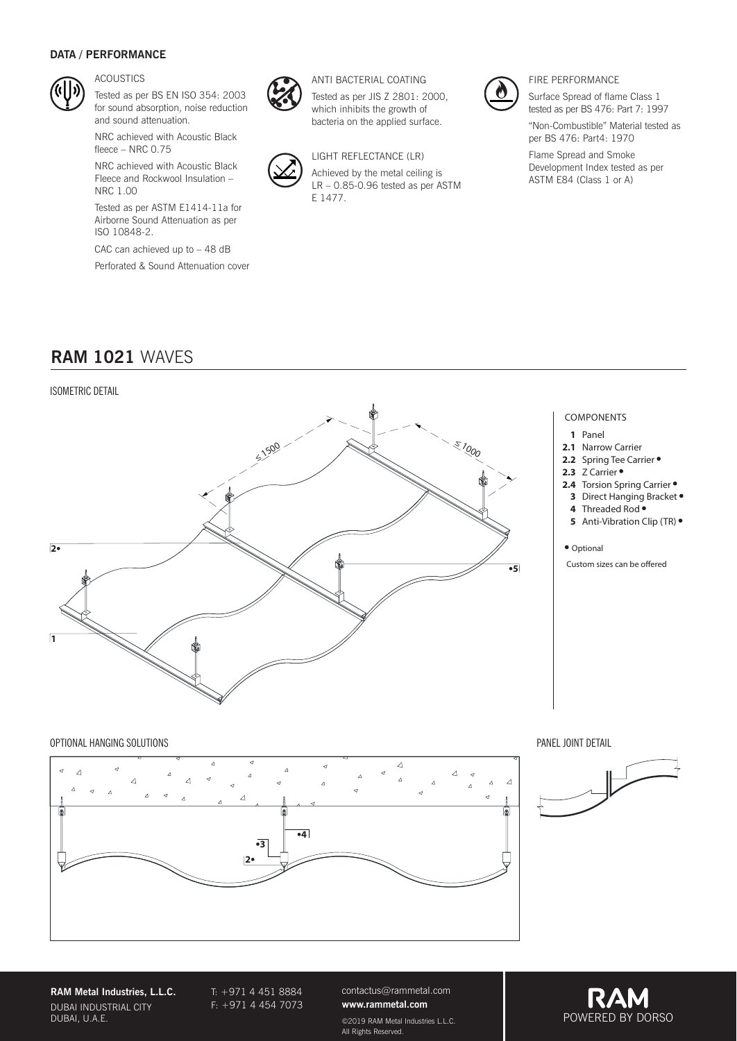## DATA / PERFORMANCE

### ACOUSTICS

Tested as per BS EN ISO 354: 2003 for sound absorption, noise reduction and sound attenuation.

NRC achieved with Acoustic Black fleece – NRC 0.75

NRC achieved with Acoustic Black Fleece and Rockwool Insulation – NRC 1.00

Tested as per ASTM E1414-11a for Airborne Sound Attenuation as per ISO 10848-2.

CAC can achieved up to – 48 dB

Perforated & Sound Attenuation cover

### ANTI BACTERIAL COATING

Tested as per JIS Z 2801: 2000, which inhibits the growth of bacteria on the applied surface.

### LIGHT REFLECTANCE (LR)

Achieved by the metal ceiling is LR – 0.85-0.96 tested as per ASTM E 1477.

### FIRE PERFORMANCE

Surface Spread of flame Class 1 tested as per BS 476: Part 7: 1997

"Non-Combustible" Material tested as per BS 476: Part4: 1970

Flame Spread and Smoke Development Index tested as per ASTM E84 (Class 1 or A)

# RAM 1021 WAVES

ISOMETRIC DETAIL

≤ 1500

≤ 1000

2•

1

•5

COMPONENTS

- **1** Panel
- **2.1** Narrow Carrier
- **2.2** Spring Tee Carrier •
- **2.3** Z Carrier •
- **2.4** Torsion Spring Carrier •
- **3** Direct Hanging Bracket •
- **4** Threaded Rod •
- **5** Anti-Vibration Clip (TR) •

• Optional

Custom sizes can be offered

OPTIONAL HANGING SOLUTIONS

•4

•3

2•

PANEL JOINT DETAIL

**RAM Metal Industries, L.L.C.**
DUBAI INDUSTRIAL CITY
DUBAI, U.A.E.

T: +971 4 451 8884
F: +971 4 454 7073

contactus@rammetal.com
**www.rammetal.com**

©2019 RAM Metal Industries L.L.C.
All Rights Reserved.

RAM
POWERED BY DORSO